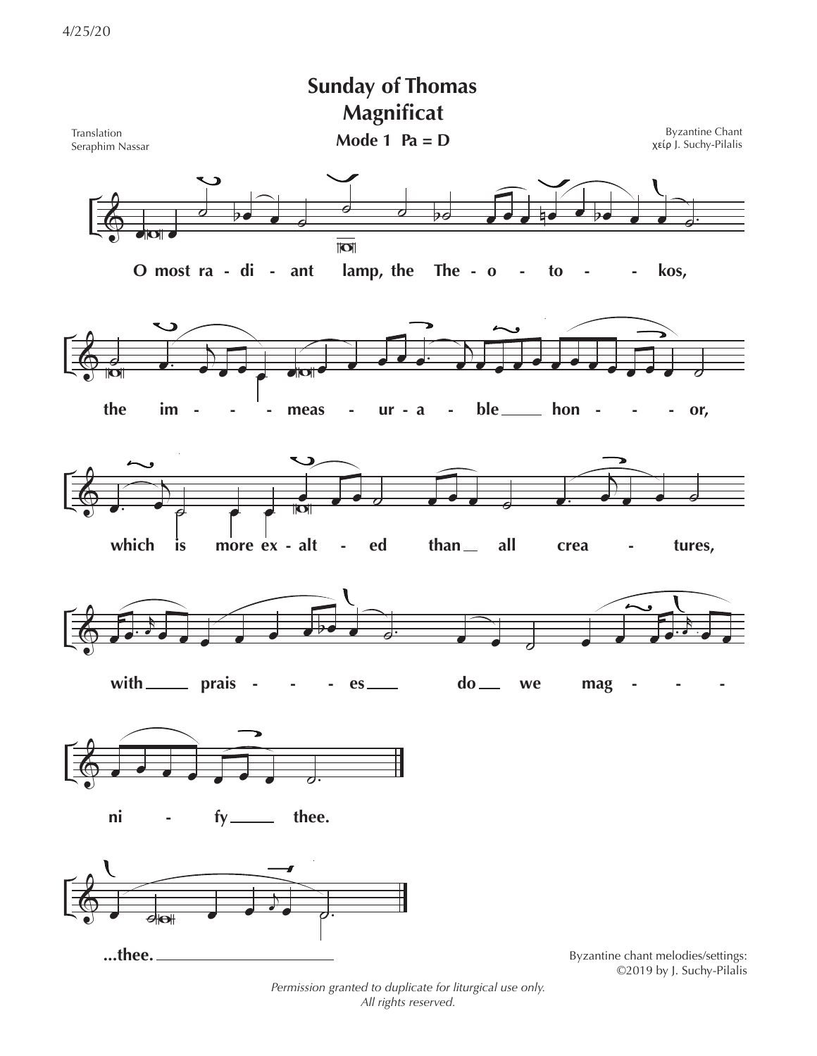# Sunday of Thomas
## Magnificat

Translation
Seraphim Nassar

**Mode 1 Pa = D**

Byzantine Chant
χείρ J. Suchy-Pilalis

**O most ra - di - ant lamp, the The - o - to - - kos,**

**the im - - - meas - ur - a - ble ___ hon - - - - or,**

**which is more ex - alt - ed than __ all crea - tures,**

**with ___ prais - - - - es ___ do __ we mag - - -**

**ni - fy ___ thee.**

**...thee.** ___

Byzantine chant melodies/settings:
©2019 by J. Suchy-Pilalis

*Permission granted to duplicate for liturgical use only.*
*All rights reserved.*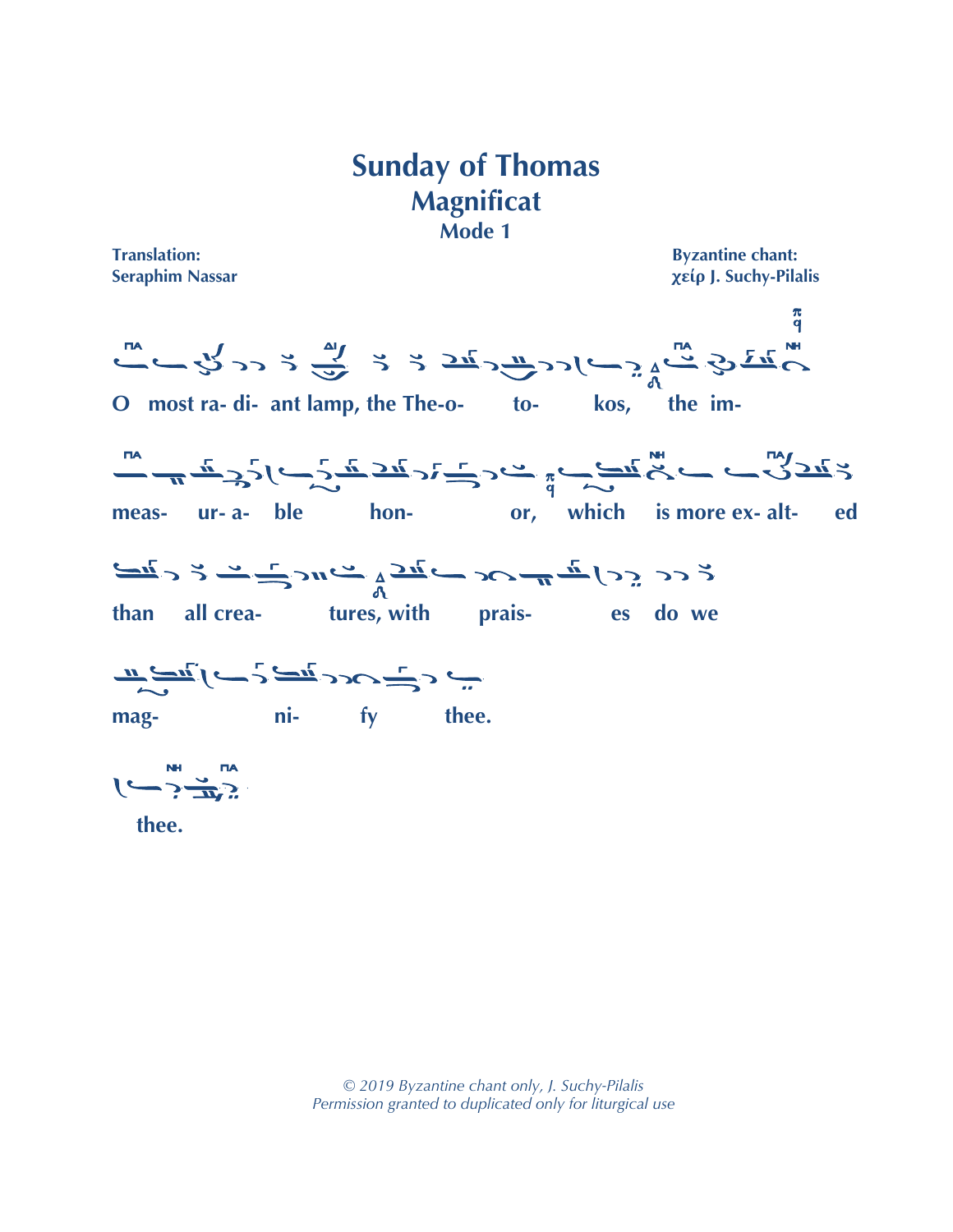# Sunday of Thomas
## Magnificat
### Mode 1

**Translation:**
**Seraphim Nassar**

**Byzantine chant:**
**χείρ J. Suchy-Pilalis**

**O most ra- di- ant lamp, the The-o- to- kos, the im-**

**meas- ur- a- ble hon- or, which is more ex- alt- ed**

**than all crea- tures, with prais- es do we**

**mag- ni- fy thee.**

**thee.**

*© 2019 Byzantine chant only, J. Suchy-Pilalis*
*Permission granted to duplicated only for liturgical use*